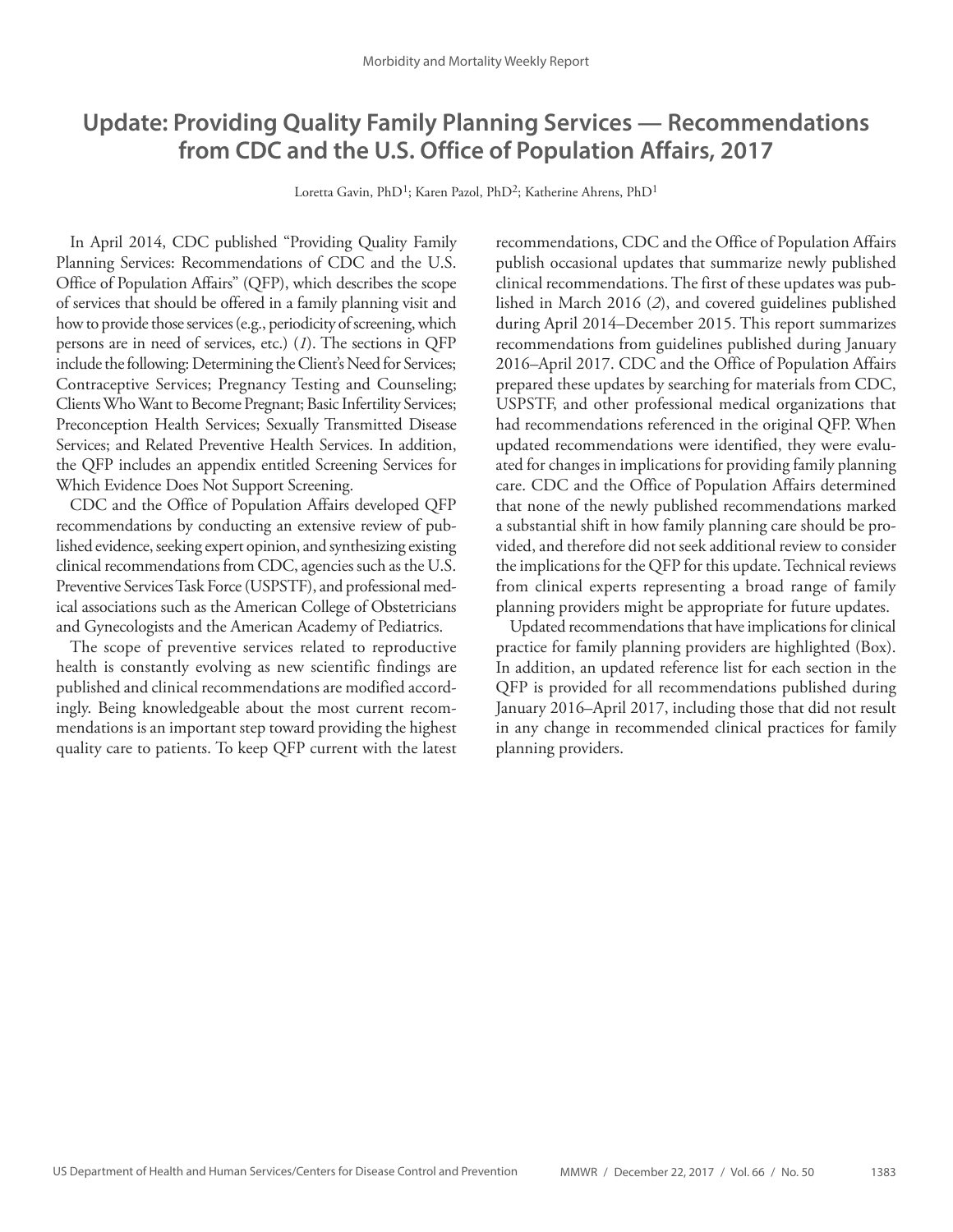# Update: Providing Quality Family Planning Services — Recommendations from CDC and the U.S. Office of Population Affairs, 2017

Loretta Gavin, PhD[1]; Karen Pazol, PhD[2]; Katherine Ahrens, PhD[1]

In April 2014, CDC published "Providing Quality Family Planning Services: Recommendations of CDC and the U.S. Office of Population Affairs" (QFP), which describes the scope of services that should be offered in a family planning visit and how to provide those services (e.g., periodicity of screening, which persons are in need of services, etc.) (*1*). The sections in QFP include the following: Determining the Client's Need for Services; Contraceptive Services; Pregnancy Testing and Counseling; Clients Who Want to Become Pregnant; Basic Infertility Services; Preconception Health Services; Sexually Transmitted Disease Services; and Related Preventive Health Services. In addition, the QFP includes an appendix entitled Screening Services for Which Evidence Does Not Support Screening.

CDC and the Office of Population Affairs developed QFP recommendations by conducting an extensive review of published evidence, seeking expert opinion, and synthesizing existing clinical recommendations from CDC, agencies such as the U.S. Preventive Services Task Force (USPSTF), and professional medical associations such as the American College of Obstetricians and Gynecologists and the American Academy of Pediatrics.

The scope of preventive services related to reproductive health is constantly evolving as new scientific findings are published and clinical recommendations are modified accordingly. Being knowledgeable about the most current recommendations is an important step toward providing the highest quality care to patients. To keep QFP current with the latest recommendations, CDC and the Office of Population Affairs publish occasional updates that summarize newly published clinical recommendations. The first of these updates was published in March 2016 (*2*), and covered guidelines published during April 2014–December 2015. This report summarizes recommendations from guidelines published during January 2016–April 2017. CDC and the Office of Population Affairs prepared these updates by searching for materials from CDC, USPSTF, and other professional medical organizations that had recommendations referenced in the original QFP. When updated recommendations were identified, they were evaluated for changes in implications for providing family planning care. CDC and the Office of Population Affairs determined that none of the newly published recommendations marked a substantial shift in how family planning care should be provided, and therefore did not seek additional review to consider the implications for the QFP for this update. Technical reviews from clinical experts representing a broad range of family planning providers might be appropriate for future updates.

Updated recommendations that have implications for clinical practice for family planning providers are highlighted (Box). In addition, an updated reference list for each section in the QFP is provided for all recommendations published during January 2016–April 2017, including those that did not result in any change in recommended clinical practices for family planning providers.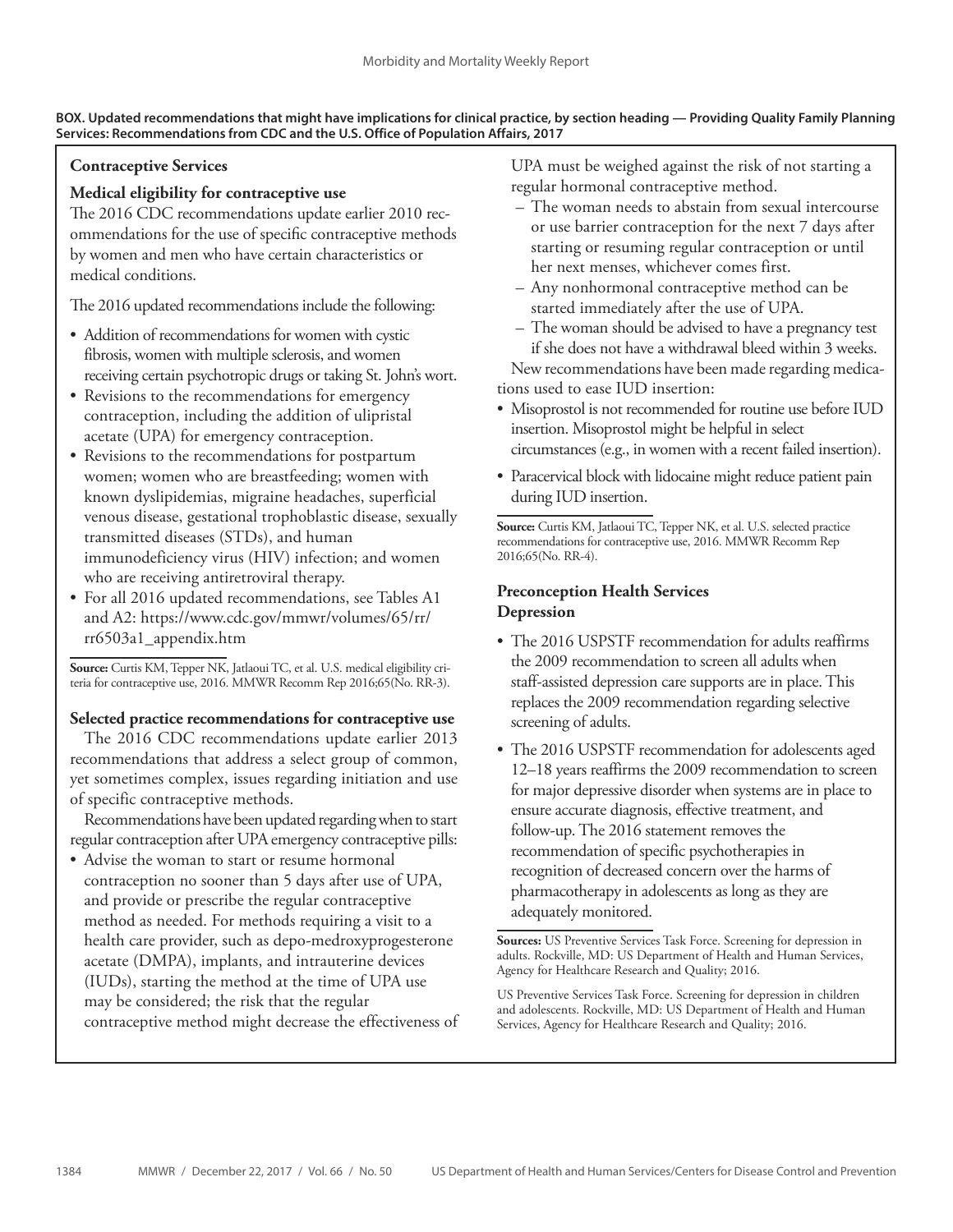**BOX. Updated recommendations that might have implications for clinical practice, by section heading — Providing Quality Family Planning Services: Recommendations from CDC and the U.S. Office of Population Affairs, 2017**

## Contraceptive Services

### Medical eligibility for contraceptive use

The 2016 CDC recommendations update earlier 2010 recommendations for the use of specific contraceptive methods by women and men who have certain characteristics or medical conditions.

The 2016 updated recommendations include the following:

- Addition of recommendations for women with cystic fibrosis, women with multiple sclerosis, and women receiving certain psychotropic drugs or taking St. John's wort.
- Revisions to the recommendations for emergency contraception, including the addition of ulipristal acetate (UPA) for emergency contraception.
- Revisions to the recommendations for postpartum women; women who are breastfeeding; women with known dyslipidemias, migraine headaches, superficial venous disease, gestational trophoblastic disease, sexually transmitted diseases (STDs), and human immunodeficiency virus (HIV) infection; and women who are receiving antiretroviral therapy.
- For all 2016 updated recommendations, see Tables A1 and A2: https://www.cdc.gov/mmwr/volumes/65/rr/rr6503a1_appendix.htm

**Source:** Curtis KM, Tepper NK, Jatlaoui TC, et al. U.S. medical eligibility criteria for contraceptive use, 2016. MMWR Recomm Rep 2016;65(No. RR-3).

### Selected practice recommendations for contraceptive use

The 2016 CDC recommendations update earlier 2013 recommendations that address a select group of common, yet sometimes complex, issues regarding initiation and use of specific contraceptive methods.

Recommendations have been updated regarding when to start regular contraception after UPA emergency contraceptive pills:

- Advise the woman to start or resume hormonal contraception no sooner than 5 days after use of UPA, and provide or prescribe the regular contraceptive method as needed. For methods requiring a visit to a health care provider, such as depo-medroxyprogesterone acetate (DMPA), implants, and intrauterine devices (IUDs), starting the method at the time of UPA use may be considered; the risk that the regular contraceptive method might decrease the effectiveness of UPA must be weighed against the risk of not starting a regular hormonal contraceptive method.
  - The woman needs to abstain from sexual intercourse or use barrier contraception for the next 7 days after starting or resuming regular contraception or until her next menses, whichever comes first.
  - Any nonhormonal contraceptive method can be started immediately after the use of UPA.
  - The woman should be advised to have a pregnancy test if she does not have a withdrawal bleed within 3 weeks.

New recommendations have been made regarding medications used to ease IUD insertion:

- Misoprostol is not recommended for routine use before IUD insertion. Misoprostol might be helpful in select circumstances (e.g., in women with a recent failed insertion).
- Paracervical block with lidocaine might reduce patient pain during IUD insertion.

**Source:** Curtis KM, Jatlaoui TC, Tepper NK, et al. U.S. selected practice recommendations for contraceptive use, 2016. MMWR Recomm Rep 2016;65(No. RR-4).

## Preconception Health Services

### Depression

- The 2016 USPSTF recommendation for adults reaffirms the 2009 recommendation to screen all adults when staff-assisted depression care supports are in place. This replaces the 2009 recommendation regarding selective screening of adults.
- The 2016 USPSTF recommendation for adolescents aged 12–18 years reaffirms the 2009 recommendation to screen for major depressive disorder when systems are in place to ensure accurate diagnosis, effective treatment, and follow-up. The 2016 statement removes the recommendation of specific psychotherapies in recognition of decreased concern over the harms of pharmacotherapy in adolescents as long as they are adequately monitored.

**Sources:** US Preventive Services Task Force. Screening for depression in adults. Rockville, MD: US Department of Health and Human Services, Agency for Healthcare Research and Quality; 2016.

US Preventive Services Task Force. Screening for depression in children and adolescents. Rockville, MD: US Department of Health and Human Services, Agency for Healthcare Research and Quality; 2016.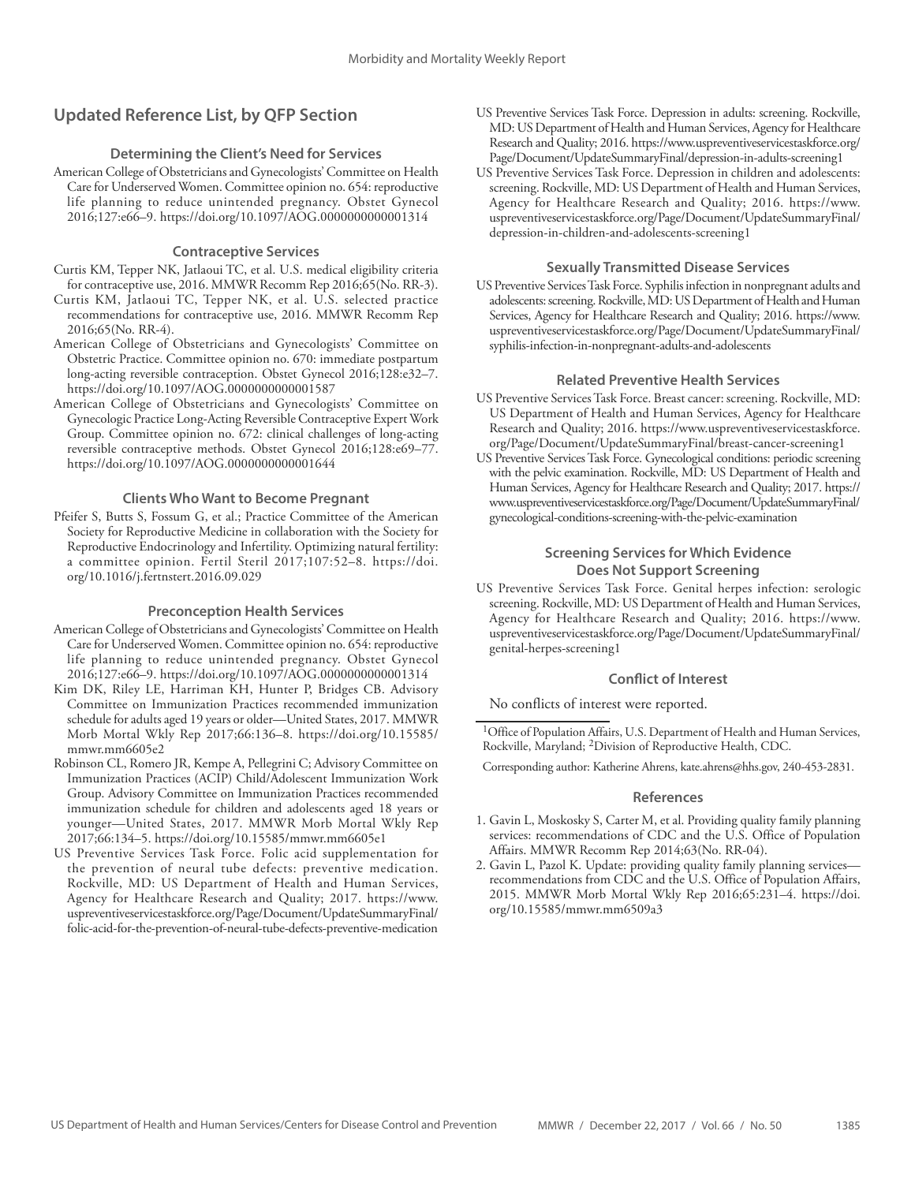## Updated Reference List, by QFP Section

### Determining the Client's Need for Services

American College of Obstetricians and Gynecologists' Committee on Health Care for Underserved Women. Committee opinion no. 654: reproductive life planning to reduce unintended pregnancy. Obstet Gynecol 2016;127:e66–9. https://doi.org/10.1097/AOG.0000000000001314

### Contraceptive Services

Curtis KM, Tepper NK, Jatlaoui TC, et al. U.S. medical eligibility criteria for contraceptive use, 2016. MMWR Recomm Rep 2016;65(No. RR-3).

Curtis KM, Jatlaoui TC, Tepper NK, et al. U.S. selected practice recommendations for contraceptive use, 2016. MMWR Recomm Rep 2016;65(No. RR-4).

American College of Obstetricians and Gynecologists' Committee on Obstetric Practice. Committee opinion no. 670: immediate postpartum long-acting reversible contraception. Obstet Gynecol 2016;128:e32–7. https://doi.org/10.1097/AOG.0000000000001587

American College of Obstetricians and Gynecologists' Committee on Gynecologic Practice Long-Acting Reversible Contraceptive Expert Work Group. Committee opinion no. 672: clinical challenges of long-acting reversible contraceptive methods. Obstet Gynecol 2016;128:e69–77. https://doi.org/10.1097/AOG.0000000000001644

### Clients Who Want to Become Pregnant

Pfeifer S, Butts S, Fossum G, et al.; Practice Committee of the American Society for Reproductive Medicine in collaboration with the Society for Reproductive Endocrinology and Infertility. Optimizing natural fertility: a committee opinion. Fertil Steril 2017;107:52–8. https://doi.org/10.1016/j.fertnstert.2016.09.029

### Preconception Health Services

American College of Obstetricians and Gynecologists' Committee on Health Care for Underserved Women. Committee opinion no. 654: reproductive life planning to reduce unintended pregnancy. Obstet Gynecol 2016;127:e66–9. https://doi.org/10.1097/AOG.0000000000001314

Kim DK, Riley LE, Harriman KH, Hunter P, Bridges CB. Advisory Committee on Immunization Practices recommended immunization schedule for adults aged 19 years or older—United States, 2017. MMWR Morb Mortal Wkly Rep 2017;66:136–8. https://doi.org/10.15585/mmwr.mm6605e2

Robinson CL, Romero JR, Kempe A, Pellegrini C; Advisory Committee on Immunization Practices (ACIP) Child/Adolescent Immunization Work Group. Advisory Committee on Immunization Practices recommended immunization schedule for children and adolescents aged 18 years or younger—United States, 2017. MMWR Morb Mortal Wkly Rep 2017;66:134–5. https://doi.org/10.15585/mmwr.mm6605e1

US Preventive Services Task Force. Folic acid supplementation for the prevention of neural tube defects: preventive medication. Rockville, MD: US Department of Health and Human Services, Agency for Healthcare Research and Quality; 2017. https://www.uspreventiveservicestaskforce.org/Page/Document/UpdateSummaryFinal/folic-acid-for-the-prevention-of-neural-tube-defects-preventive-medication

US Preventive Services Task Force. Depression in adults: screening. Rockville, MD: US Department of Health and Human Services, Agency for Healthcare Research and Quality; 2016. https://www.uspreventiveservicestaskforce.org/Page/Document/UpdateSummaryFinal/depression-in-adults-screening1

US Preventive Services Task Force. Depression in children and adolescents: screening. Rockville, MD: US Department of Health and Human Services, Agency for Healthcare Research and Quality; 2016. https://www.uspreventiveservicestaskforce.org/Page/Document/UpdateSummaryFinal/depression-in-children-and-adolescents-screening1

### Sexually Transmitted Disease Services

US Preventive Services Task Force. Syphilis infection in nonpregnant adults and adolescents: screening. Rockville, MD: US Department of Health and Human Services, Agency for Healthcare Research and Quality; 2016. https://www.uspreventiveservicestaskforce.org/Page/Document/UpdateSummaryFinal/syphilis-infection-in-nonpregnant-adults-and-adolescents

### Related Preventive Health Services

US Preventive Services Task Force. Breast cancer: screening. Rockville, MD: US Department of Health and Human Services, Agency for Healthcare Research and Quality; 2016. https://www.uspreventiveservicestaskforce.org/Page/Document/UpdateSummaryFinal/breast-cancer-screening1

US Preventive Services Task Force. Gynecological conditions: periodic screening with the pelvic examination. Rockville, MD: US Department of Health and Human Services, Agency for Healthcare Research and Quality; 2017. https://www.uspreventiveservicestaskforce.org/Page/Document/UpdateSummaryFinal/gynecological-conditions-screening-with-the-pelvic-examination

### Screening Services for Which Evidence Does Not Support Screening

US Preventive Services Task Force. Genital herpes infection: serologic screening. Rockville, MD: US Department of Health and Human Services, Agency for Healthcare Research and Quality; 2016. https://www.uspreventiveservicestaskforce.org/Page/Document/UpdateSummaryFinal/genital-herpes-screening1

### Conflict of Interest

No conflicts of interest were reported.

---

[1]Office of Population Affairs, U.S. Department of Health and Human Services, Rockville, Maryland; [2]Division of Reproductive Health, CDC.

Corresponding author: Katherine Ahrens, kate.ahrens@hhs.gov, 240-453-2831.

### References

1. Gavin L, Moskosky S, Carter M, et al. Providing quality family planning services: recommendations of CDC and the U.S. Office of Population Affairs. MMWR Recomm Rep 2014;63(No. RR-04).
2. Gavin L, Pazol K. Update: providing quality family planning services—recommendations from CDC and the U.S. Office of Population Affairs, 2015. MMWR Morb Mortal Wkly Rep 2016;65:231–4. https://doi.org/10.15585/mmwr.mm6509a3